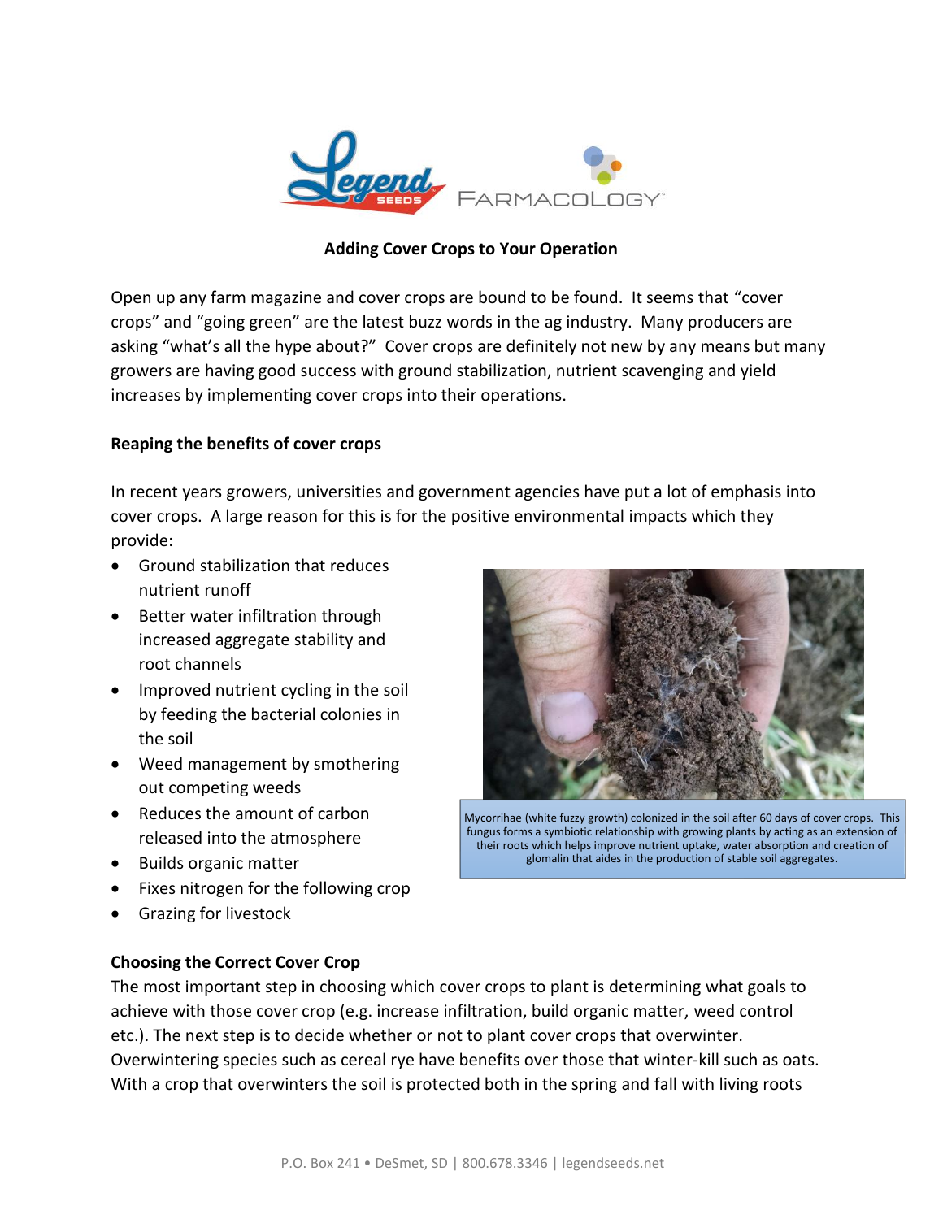**Adding Cover Crops to Your Operation**

Open up any farm magazine and cover crops are bound to be found. It seems that "cover crops" and "going green" are the latest buzz words in the ag industry. Many producers are asking "what's all the hype about?" Cover crops are definitely not new by any means but many growers are having good success with ground stabilization, nutrient scavenging and yield increases by implementing cover crops into their operations.

**Reaping the benefits of cover crops**

In recent years growers, universities and government agencies have put a lot of emphasis into cover crops. A large reason for this is for the positive environmental impacts which they provide:

- Ground stabilization that reduces nutrient runoff
- Better water infiltration through increased aggregate stability and root channels
- Improved nutrient cycling in the soil by feeding the bacterial colonies in the soil
- Weed management by smothering out competing weeds
- Reduces the amount of carbon released into the atmosphere
- Builds organic matter
- Fixes nitrogen for the following crop
- Grazing for livestock

Mycorrihae (white fuzzy growth) colonized in the soil after 60 days of cover crops. This fungus forms a symbiotic relationship with growing plants by acting as an extension of their roots which helps improve nutrient uptake, water absorption and creation of glomalin that aides in the production of stable soil aggregates.

**Choosing the Correct Cover Crop**

The most important step in choosing which cover crops to plant is determining what goals to achieve with those cover crop (e.g. increase infiltration, build organic matter, weed control etc.). The next step is to decide whether or not to plant cover crops that overwinter. Overwintering species such as cereal rye have benefits over those that winter-kill such as oats. With a crop that overwinters the soil is protected both in the spring and fall with living roots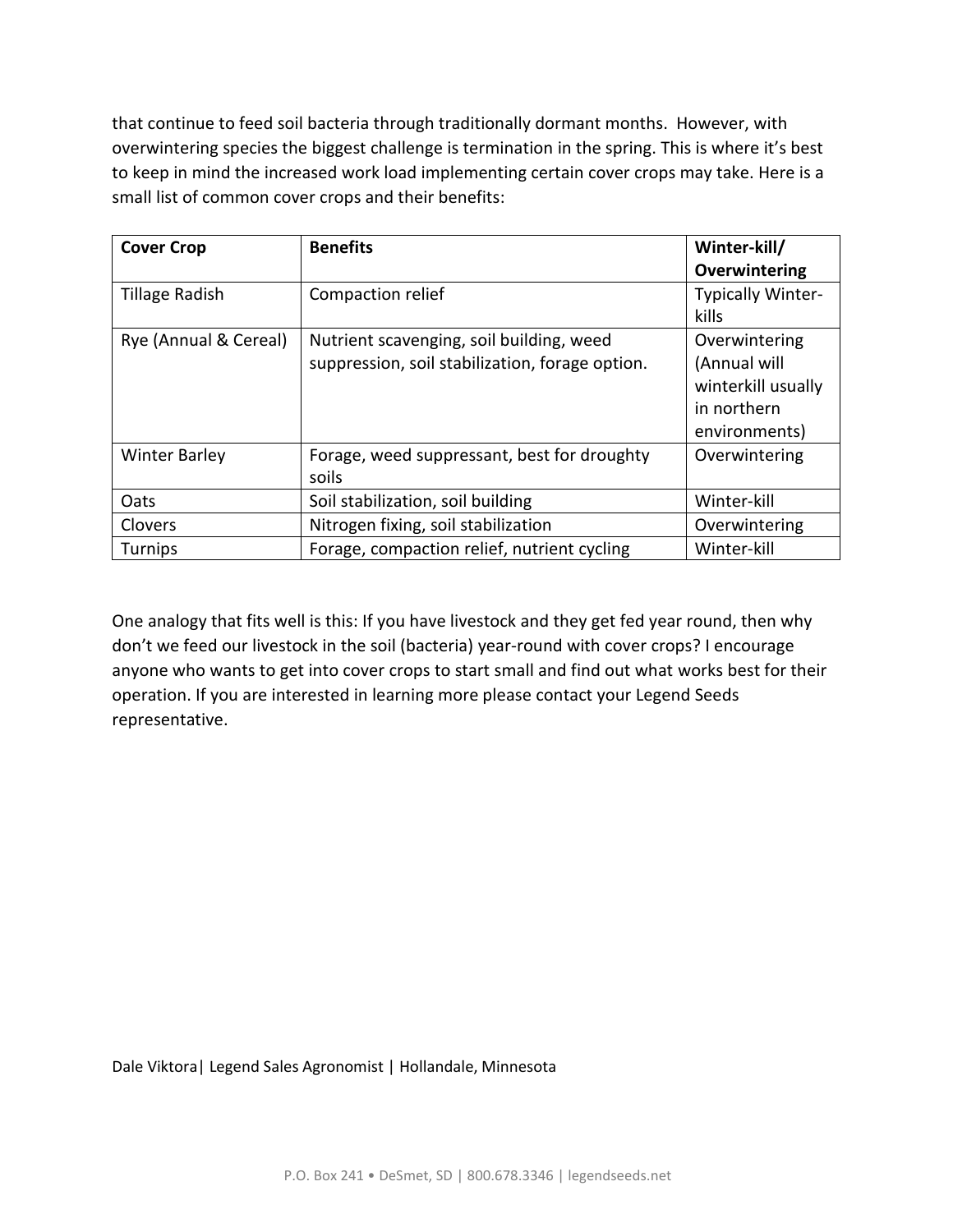that continue to feed soil bacteria through traditionally dormant months. However, with overwintering species the biggest challenge is termination in the spring. This is where it's best to keep in mind the increased work load implementing certain cover crops may take. Here is a small list of common cover crops and their benefits:

| **Cover Crop** | **Benefits** | **Winter-kill/ Overwintering** |
|---|---|---|
| Tillage Radish | Compaction relief | Typically Winter-kills |
| Rye (Annual & Cereal) | Nutrient scavenging, soil building, weed suppression, soil stabilization, forage option. | Overwintering (Annual will winterkill usually in northern environments) |
| Winter Barley | Forage, weed suppressant, best for droughty soils | Overwintering |
| Oats | Soil stabilization, soil building | Winter-kill |
| Clovers | Nitrogen fixing, soil stabilization | Overwintering |
| Turnips | Forage, compaction relief, nutrient cycling | Winter-kill |

One analogy that fits well is this: If you have livestock and they get fed year round, then why don't we feed our livestock in the soil (bacteria) year-round with cover crops? I encourage anyone who wants to get into cover crops to start small and find out what works best for their operation. If you are interested in learning more please contact your Legend Seeds representative.

Dale Viktora| Legend Sales Agronomist | Hollandale, Minnesota

P.O. Box 241 • DeSmet, SD | 800.678.3346 | legendseeds.net